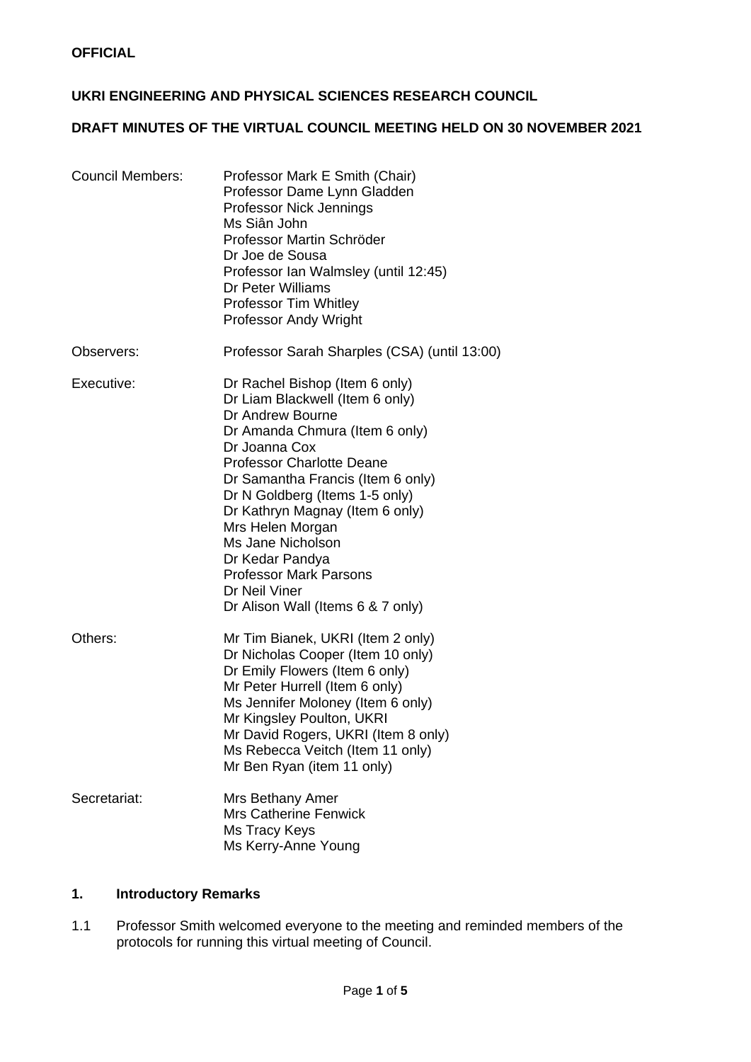**OFFICIAL**

**UKRI ENGINEERING AND PHYSICAL SCIENCES RESEARCH COUNCIL**

**DRAFT MINUTES OF THE VIRTUAL COUNCIL MEETING HELD ON 30 NOVEMBER 2021**

| | |
|---|---|
| Council Members: | Professor Mark E Smith (Chair)<br>Professor Dame Lynn Gladden<br>Professor Nick Jennings<br>Ms Siân John<br>Professor Martin Schröder<br>Dr Joe de Sousa<br>Professor Ian Walmsley (until 12:45)<br>Dr Peter Williams<br>Professor Tim Whitley<br>Professor Andy Wright |
| Observers: | Professor Sarah Sharples (CSA) (until 13:00) |
| Executive: | Dr Rachel Bishop (Item 6 only)<br>Dr Liam Blackwell (Item 6 only)<br>Dr Andrew Bourne<br>Dr Amanda Chmura (Item 6 only)<br>Dr Joanna Cox<br>Professor Charlotte Deane<br>Dr Samantha Francis (Item 6 only)<br>Dr N Goldberg (Items 1-5 only)<br>Dr Kathryn Magnay (Item 6 only)<br>Mrs Helen Morgan<br>Ms Jane Nicholson<br>Dr Kedar Pandya<br>Professor Mark Parsons<br>Dr Neil Viner<br>Dr Alison Wall (Items 6 & 7 only) |
| Others: | Mr Tim Bianek, UKRI (Item 2 only)<br>Dr Nicholas Cooper (Item 10 only)<br>Dr Emily Flowers (Item 6 only)<br>Mr Peter Hurrell (Item 6 only)<br>Ms Jennifer Moloney (Item 6 only)<br>Mr Kingsley Poulton, UKRI<br>Mr David Rogers, UKRI (Item 8 only)<br>Ms Rebecca Veitch (Item 11 only)<br>Mr Ben Ryan (item 11 only) |
| Secretariat: | Mrs Bethany Amer<br>Mrs Catherine Fenwick<br>Ms Tracy Keys<br>Ms Kerry-Anne Young |

## 1. Introductory Remarks

1.1 Professor Smith welcomed everyone to the meeting and reminded members of the protocols for running this virtual meeting of Council.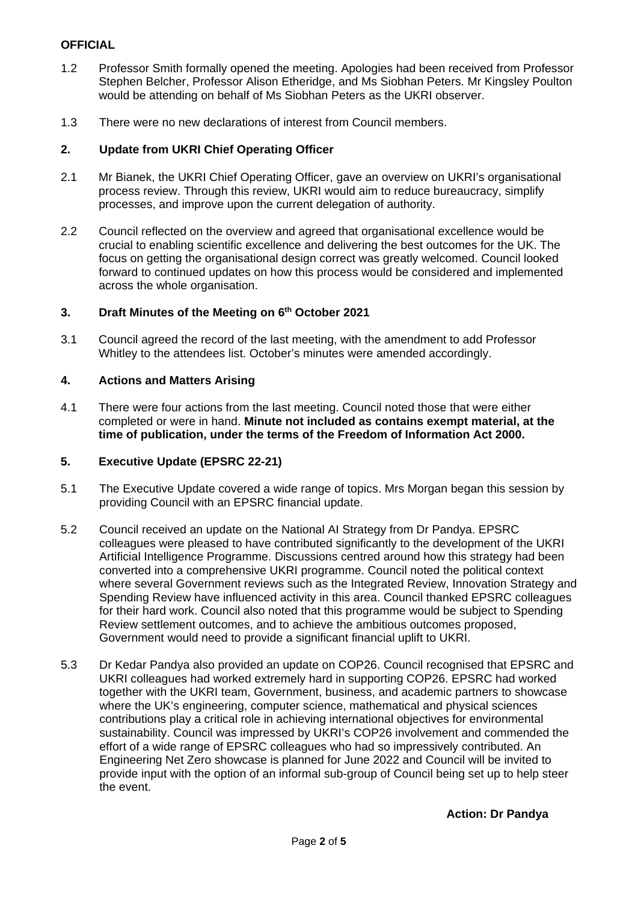**OFFICIAL**

1.2 Professor Smith formally opened the meeting. Apologies had been received from Professor Stephen Belcher, Professor Alison Etheridge, and Ms Siobhan Peters. Mr Kingsley Poulton would be attending on behalf of Ms Siobhan Peters as the UKRI observer.

1.3 There were no new declarations of interest from Council members.

## 2. Update from UKRI Chief Operating Officer

2.1 Mr Bianek, the UKRI Chief Operating Officer, gave an overview on UKRI's organisational process review. Through this review, UKRI would aim to reduce bureaucracy, simplify processes, and improve upon the current delegation of authority.

2.2 Council reflected on the overview and agreed that organisational excellence would be crucial to enabling scientific excellence and delivering the best outcomes for the UK. The focus on getting the organisational design correct was greatly welcomed. Council looked forward to continued updates on how this process would be considered and implemented across the whole organisation.

## 3. Draft Minutes of the Meeting on 6th October 2021

3.1 Council agreed the record of the last meeting, with the amendment to add Professor Whitley to the attendees list. October's minutes were amended accordingly.

## 4. Actions and Matters Arising

4.1 There were four actions from the last meeting. Council noted those that were either completed or were in hand. **Minute not included as contains exempt material, at the time of publication, under the terms of the Freedom of Information Act 2000.**

## 5. Executive Update (EPSRC 22-21)

5.1 The Executive Update covered a wide range of topics. Mrs Morgan began this session by providing Council with an EPSRC financial update.

5.2 Council received an update on the National AI Strategy from Dr Pandya. EPSRC colleagues were pleased to have contributed significantly to the development of the UKRI Artificial Intelligence Programme. Discussions centred around how this strategy had been converted into a comprehensive UKRI programme. Council noted the political context where several Government reviews such as the Integrated Review, Innovation Strategy and Spending Review have influenced activity in this area. Council thanked EPSRC colleagues for their hard work. Council also noted that this programme would be subject to Spending Review settlement outcomes, and to achieve the ambitious outcomes proposed, Government would need to provide a significant financial uplift to UKRI.

5.3 Dr Kedar Pandya also provided an update on COP26. Council recognised that EPSRC and UKRI colleagues had worked extremely hard in supporting COP26. EPSRC had worked together with the UKRI team, Government, business, and academic partners to showcase where the UK's engineering, computer science, mathematical and physical sciences contributions play a critical role in achieving international objectives for environmental sustainability. Council was impressed by UKRI's COP26 involvement and commended the effort of a wide range of EPSRC colleagues who had so impressively contributed. An Engineering Net Zero showcase is planned for June 2022 and Council will be invited to provide input with the option of an informal sub-group of Council being set up to help steer the event.

**Action: Dr Pandya**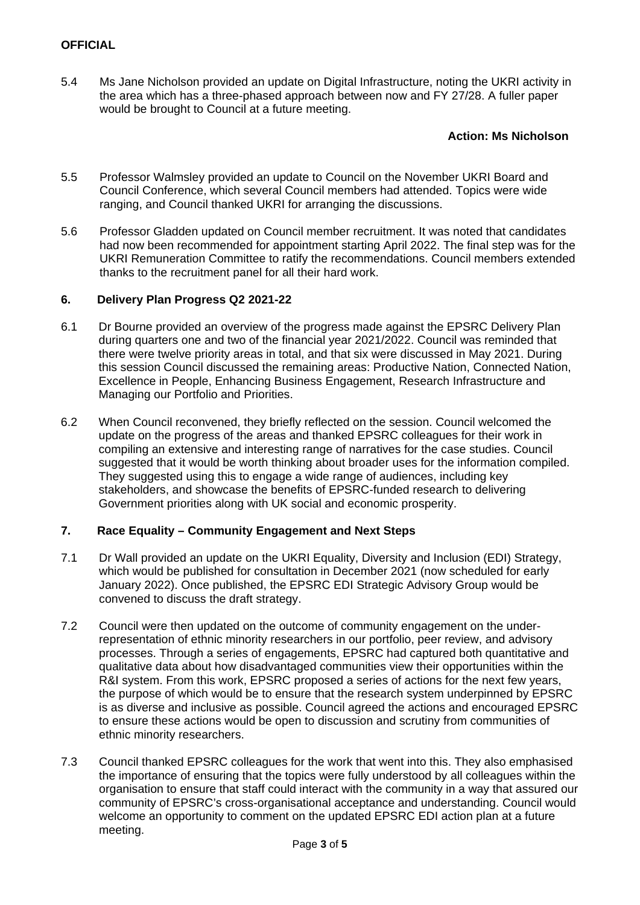5.4 Ms Jane Nicholson provided an update on Digital Infrastructure, noting the UKRI activity in the area which has a three-phased approach between now and FY 27/28. A fuller paper would be brought to Council at a future meeting.

**Action: Ms Nicholson**

5.5 Professor Walmsley provided an update to Council on the November UKRI Board and Council Conference, which several Council members had attended. Topics were wide ranging, and Council thanked UKRI for arranging the discussions.

5.6 Professor Gladden updated on Council member recruitment. It was noted that candidates had now been recommended for appointment starting April 2022. The final step was for the UKRI Remuneration Committee to ratify the recommendations. Council members extended thanks to the recruitment panel for all their hard work.

## 6. Delivery Plan Progress Q2 2021-22

6.1 Dr Bourne provided an overview of the progress made against the EPSRC Delivery Plan during quarters one and two of the financial year 2021/2022. Council was reminded that there were twelve priority areas in total, and that six were discussed in May 2021. During this session Council discussed the remaining areas: Productive Nation, Connected Nation, Excellence in People, Enhancing Business Engagement, Research Infrastructure and Managing our Portfolio and Priorities.

6.2 When Council reconvened, they briefly reflected on the session. Council welcomed the update on the progress of the areas and thanked EPSRC colleagues for their work in compiling an extensive and interesting range of narratives for the case studies. Council suggested that it would be worth thinking about broader uses for the information compiled. They suggested using this to engage a wide range of audiences, including key stakeholders, and showcase the benefits of EPSRC-funded research to delivering Government priorities along with UK social and economic prosperity.

## 7. Race Equality – Community Engagement and Next Steps

7.1 Dr Wall provided an update on the UKRI Equality, Diversity and Inclusion (EDI) Strategy, which would be published for consultation in December 2021 (now scheduled for early January 2022). Once published, the EPSRC EDI Strategic Advisory Group would be convened to discuss the draft strategy.

7.2 Council were then updated on the outcome of community engagement on the under-representation of ethnic minority researchers in our portfolio, peer review, and advisory processes. Through a series of engagements, EPSRC had captured both quantitative and qualitative data about how disadvantaged communities view their opportunities within the R&I system. From this work, EPSRC proposed a series of actions for the next few years, the purpose of which would be to ensure that the research system underpinned by EPSRC is as diverse and inclusive as possible. Council agreed the actions and encouraged EPSRC to ensure these actions would be open to discussion and scrutiny from communities of ethnic minority researchers.

7.3 Council thanked EPSRC colleagues for the work that went into this. They also emphasised the importance of ensuring that the topics were fully understood by all colleagues within the organisation to ensure that staff could interact with the community in a way that assured our community of EPSRC's cross-organisational acceptance and understanding. Council would welcome an opportunity to comment on the updated EPSRC EDI action plan at a future meeting.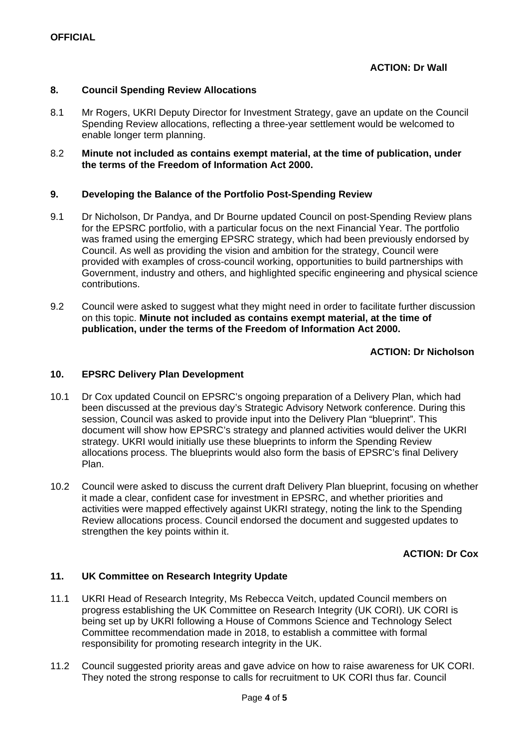**OFFICIAL**

**ACTION: Dr Wall**

## 8. Council Spending Review Allocations

8.1 Mr Rogers, UKRI Deputy Director for Investment Strategy, gave an update on the Council Spending Review allocations, reflecting a three-year settlement would be welcomed to enable longer term planning.

8.2 **Minute not included as contains exempt material, at the time of publication, under the terms of the Freedom of Information Act 2000.**

## 9. Developing the Balance of the Portfolio Post-Spending Review

9.1 Dr Nicholson, Dr Pandya, and Dr Bourne updated Council on post-Spending Review plans for the EPSRC portfolio, with a particular focus on the next Financial Year. The portfolio was framed using the emerging EPSRC strategy, which had been previously endorsed by Council. As well as providing the vision and ambition for the strategy, Council were provided with examples of cross-council working, opportunities to build partnerships with Government, industry and others, and highlighted specific engineering and physical science contributions.

9.2 Council were asked to suggest what they might need in order to facilitate further discussion on this topic. **Minute not included as contains exempt material, at the time of publication, under the terms of the Freedom of Information Act 2000.**

**ACTION: Dr Nicholson**

## 10. EPSRC Delivery Plan Development

10.1 Dr Cox updated Council on EPSRC's ongoing preparation of a Delivery Plan, which had been discussed at the previous day's Strategic Advisory Network conference. During this session, Council was asked to provide input into the Delivery Plan "blueprint". This document will show how EPSRC's strategy and planned activities would deliver the UKRI strategy. UKRI would initially use these blueprints to inform the Spending Review allocations process. The blueprints would also form the basis of EPSRC's final Delivery Plan.

10.2 Council were asked to discuss the current draft Delivery Plan blueprint, focusing on whether it made a clear, confident case for investment in EPSRC, and whether priorities and activities were mapped effectively against UKRI strategy, noting the link to the Spending Review allocations process. Council endorsed the document and suggested updates to strengthen the key points within it.

**ACTION: Dr Cox**

## 11. UK Committee on Research Integrity Update

11.1 UKRI Head of Research Integrity, Ms Rebecca Veitch, updated Council members on progress establishing the UK Committee on Research Integrity (UK CORI). UK CORI is being set up by UKRI following a House of Commons Science and Technology Select Committee recommendation made in 2018, to establish a committee with formal responsibility for promoting research integrity in the UK.

11.2 Council suggested priority areas and gave advice on how to raise awareness for UK CORI. They noted the strong response to calls for recruitment to UK CORI thus far. Council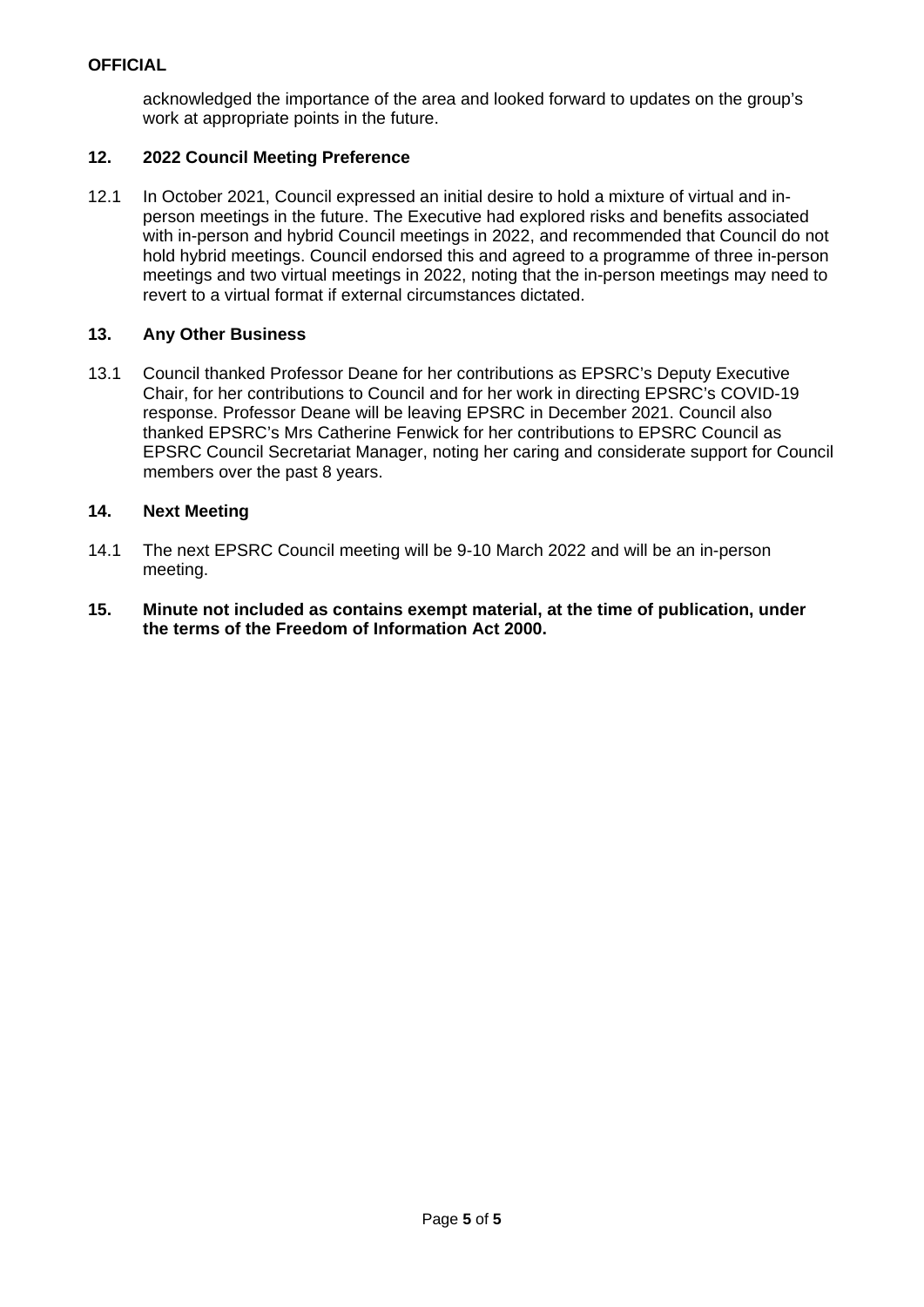acknowledged the importance of the area and looked forward to updates on the group's work at appropriate points in the future.

## 12. 2022 Council Meeting Preference

12.1 In October 2021, Council expressed an initial desire to hold a mixture of virtual and in-person meetings in the future. The Executive had explored risks and benefits associated with in-person and hybrid Council meetings in 2022, and recommended that Council do not hold hybrid meetings. Council endorsed this and agreed to a programme of three in-person meetings and two virtual meetings in 2022, noting that the in-person meetings may need to revert to a virtual format if external circumstances dictated.

## 13. Any Other Business

13.1 Council thanked Professor Deane for her contributions as EPSRC's Deputy Executive Chair, for her contributions to Council and for her work in directing EPSRC's COVID-19 response. Professor Deane will be leaving EPSRC in December 2021. Council also thanked EPSRC's Mrs Catherine Fenwick for her contributions to EPSRC Council as EPSRC Council Secretariat Manager, noting her caring and considerate support for Council members over the past 8 years.

## 14. Next Meeting

14.1 The next EPSRC Council meeting will be 9-10 March 2022 and will be an in-person meeting.

## 15. Minute not included as contains exempt material, at the time of publication, under the terms of the Freedom of Information Act 2000.